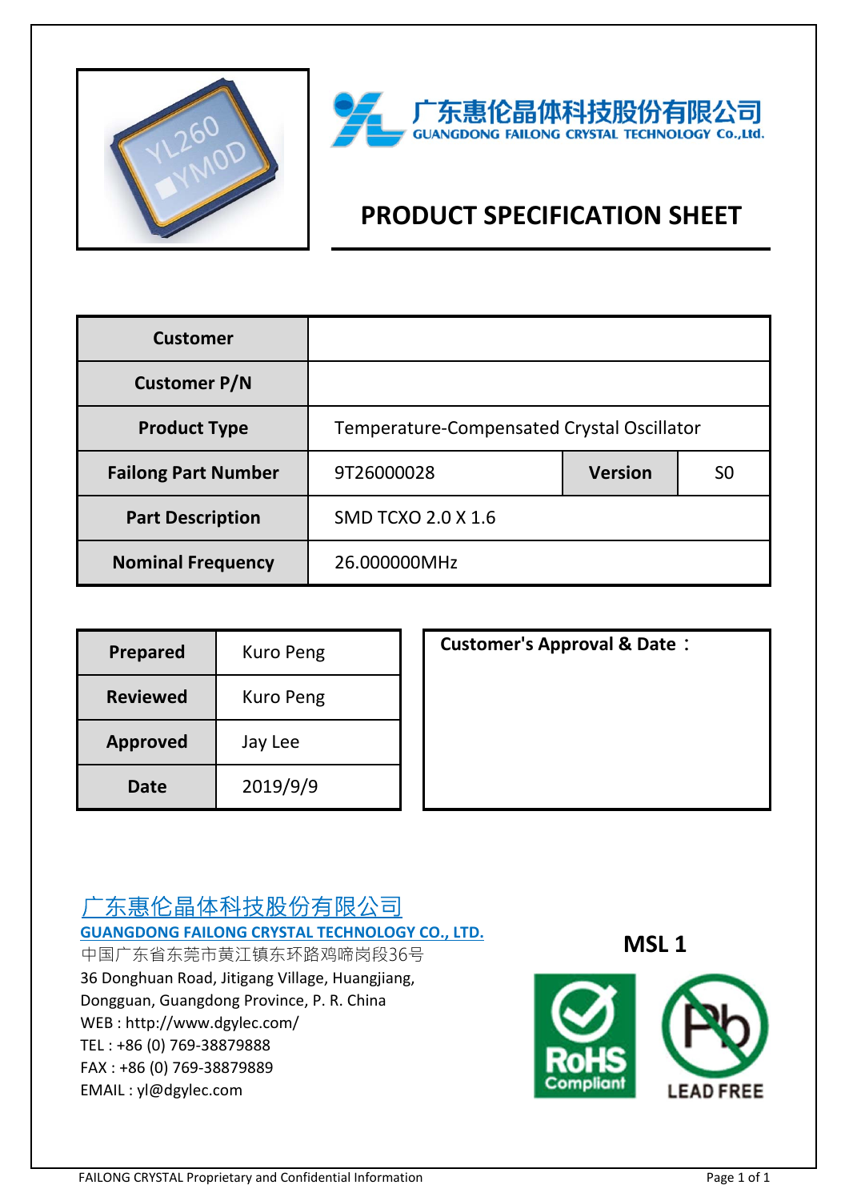广东惠伦晶体科技股份有限公司
GUANGDONG FAILONG CRYSTAL TECHNOLOGY Co.,Ltd.

# PRODUCT SPECIFICATION SHEET

| Customer | | | |
|---|---|---|---|
| Customer P/N | | | |
| Product Type | Temperature-Compensated Crystal Oscillator | | |
| Failong Part Number | 9T26000028 | Version | S0 |
| Part Description | SMD TCXO 2.0 X 1.6 | | |
| Nominal Frequency | 26.000000MHz | | |

| Prepared | Kuro Peng |
|---|---|
| Reviewed | Kuro Peng |
| Approved | Jay Lee |
| Date | 2019/9/9 |

**Customer's Approval & Date：**

广东惠伦晶体科技股份有限公司
**GUANGDONG FAILONG CRYSTAL TECHNOLOGY CO., LTD.**
中国广东省东莞市黄江镇东环路鸡啼岗段36号
36 Donghuan Road, Jitigang Village, Huangjiang,
Dongguan, Guangdong Province, P. R. China
WEB : http://www.dgylec.com/
TEL : +86 (0) 769-38879888
FAX : +86 (0) 769-38879889
EMAIL : yl@dgylec.com

**MSL 1**

RoHS Compliant

LEAD FREE

FAILONG CRYSTAL Proprietary and Confidential Information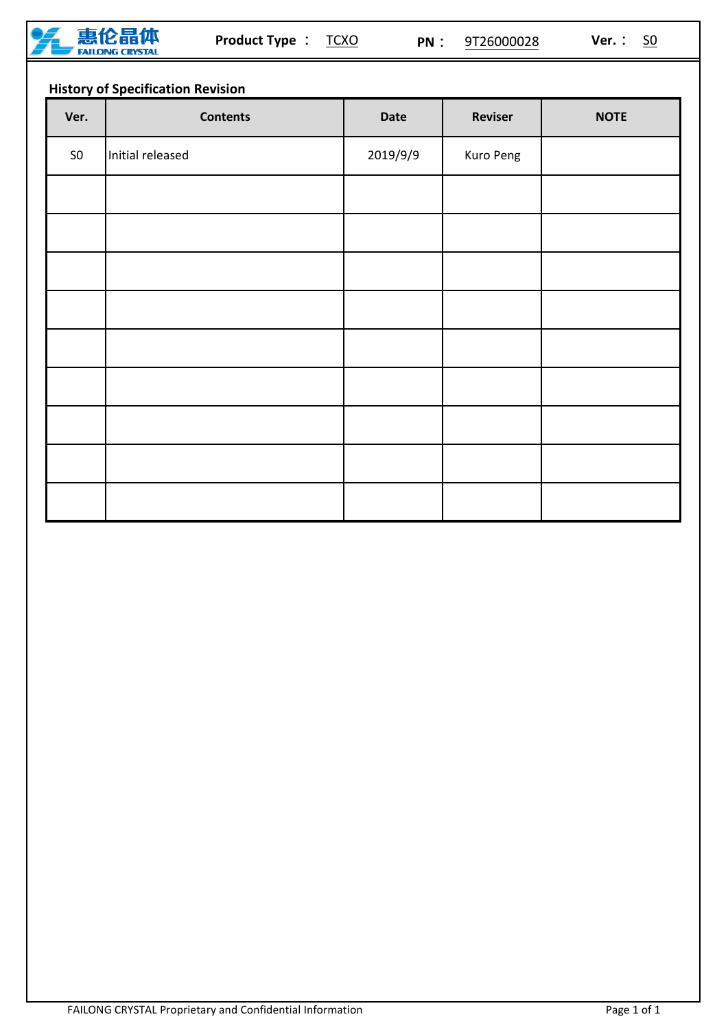惠伦晶体 FAILONG CRYSTAL **Product Type：** TCXO **PN：** 9T26000028 **Ver.：** S0

## History of Specification Revision

| Ver. | Contents | Date | Reviser | NOTE |
|---|---|---|---|---|
| S0 | Initial released | 2019/9/9 | Kuro Peng | |
| | | | | |
| | | | | |
| | | | | |
| | | | | |
| | | | | |
| | | | | |
| | | | | |
| | | | | |
| | | | | |

FAILONG CRYSTAL Proprietary and Confidential Information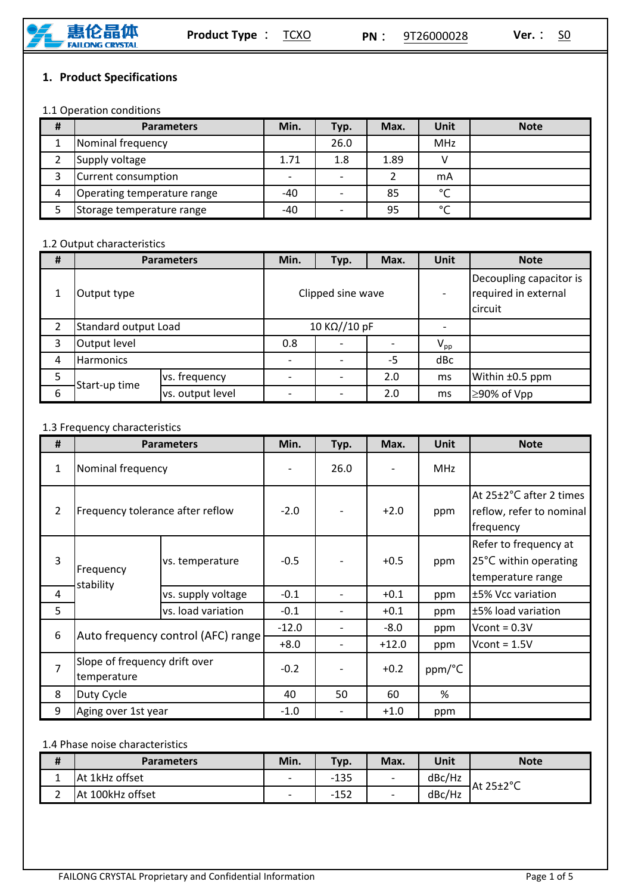# 1. Product Specifications

1.1 Operation conditions

| # | Parameters | Min. | Typ. | Max. | Unit | Note |
|---|---|---|---|---|---|---|
| 1 | Nominal frequency | | 26.0 | | MHz | |
| 2 | Supply voltage | 1.71 | 1.8 | 1.89 | V | |
| 3 | Current consumption | - | - | 2 | mA | |
| 4 | Operating temperature range | -40 | - | 85 | ℃ | |
| 5 | Storage temperature range | -40 | - | 95 | ℃ | |

1.2 Output characteristics

| # | Parameters | | Min. | Typ. | Max. | Unit | Note |
|---|---|---|---|---|---|---|---|
| 1 | Output type | | Clipped sine wave | | | - | Decoupling capacitor is required in external circuit |
| 2 | Standard output Load | | 10 KΩ//10 pF | | | - | |
| 3 | Output level | | 0.8 | - | - | $V_{pp}$ | |
| 4 | Harmonics | | - | - | -5 | dBc | |
| 5 | Start-up time | vs. frequency | - | - | 2.0 | ms | Within ±0.5 ppm |
| 6 | | vs. output level | - | - | 2.0 | ms | ≥90% of Vpp |

1.3 Frequency characteristics

| # | Parameters | | Min. | Typ. | Max. | Unit | Note |
|---|---|---|---|---|---|---|---|
| 1 | Nominal frequency | | - | 26.0 | - | MHz | |
| 2 | Frequency tolerance after reflow | | -2.0 | - | +2.0 | ppm | At 25±2°C after 2 times reflow, refer to nominal frequency |
| 3 | Frequency stability | vs. temperature | -0.5 | - | +0.5 | ppm | Refer to frequency at 25°C within operating temperature range |
| 4 | | vs. supply voltage | -0.1 | - | +0.1 | ppm | ±5% Vcc variation |
| 5 | | vs. load variation | -0.1 | - | +0.1 | ppm | ±5% load variation |
| 6 | Auto frequency control (AFC) range | | -12.0 | - | -8.0 | ppm | Vcont = 0.3V |
| | | | +8.0 | - | +12.0 | ppm | Vcont = 1.5V |
| 7 | Slope of frequency drift over temperature | | -0.2 | - | +0.2 | ppm/°C | |
| 8 | Duty Cycle | | 40 | 50 | 60 | % | |
| 9 | Aging over 1st year | | -1.0 | - | +1.0 | ppm | |

1.4 Phase noise characteristics

| # | Parameters | Min. | Typ. | Max. | Unit | Note |
|---|---|---|---|---|---|---|
| 1 | At 1kHz offset | - | -135 | - | dBc/Hz | At 25±2°C |
| 2 | At 100kHz offset | - | -152 | - | dBc/Hz | |

FAILONG CRYSTAL Proprietary and Confidential Information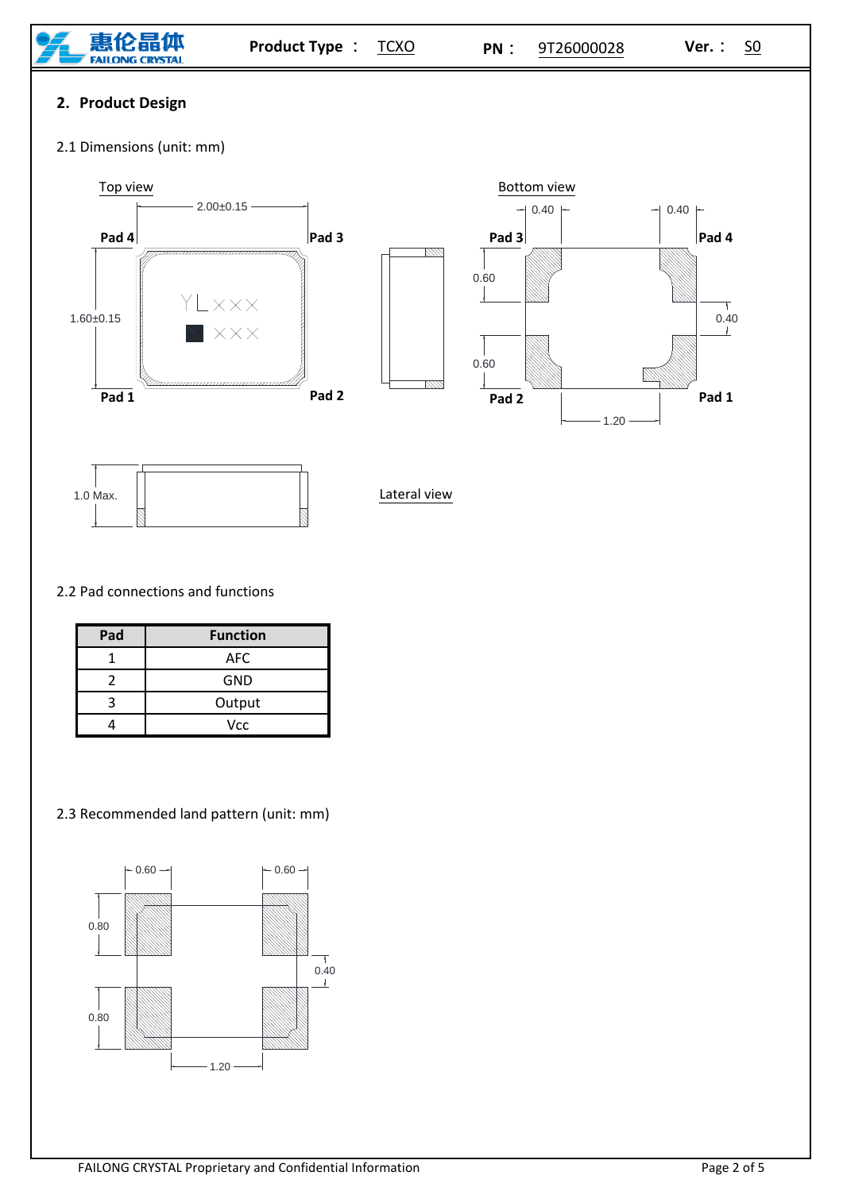## 2. Product Design

2.1 Dimensions (unit: mm)

Top view

Bottom view

Lateral view

2.2 Pad connections and functions

| Pad | Function |
|---|---|
| 1 | AFC |
| 2 | GND |
| 3 | Output |
| 4 | Vcc |

2.3 Recommended land pattern (unit: mm)

FAILONG CRYSTAL Proprietary and Confidential Information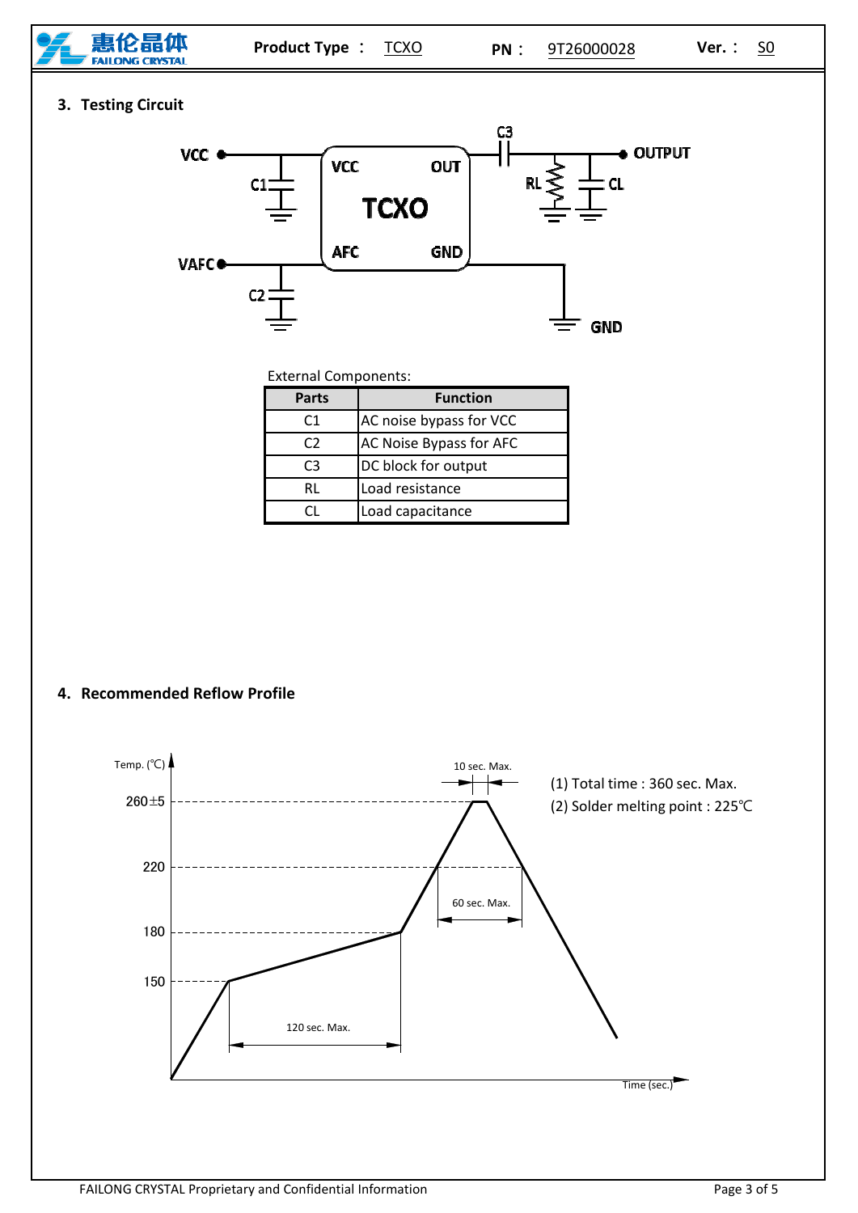## 3. Testing Circuit

External Components:

| Parts | Function |
|---|---|
| C1 | AC noise bypass for VCC |
| C2 | AC Noise Bypass for AFC |
| C3 | DC block for output |
| RL | Load resistance |
| CL | Load capacitance |

## 4. Recommended Reflow Profile

(1) Total time : 360 sec. Max.

(2) Solder melting point : 225℃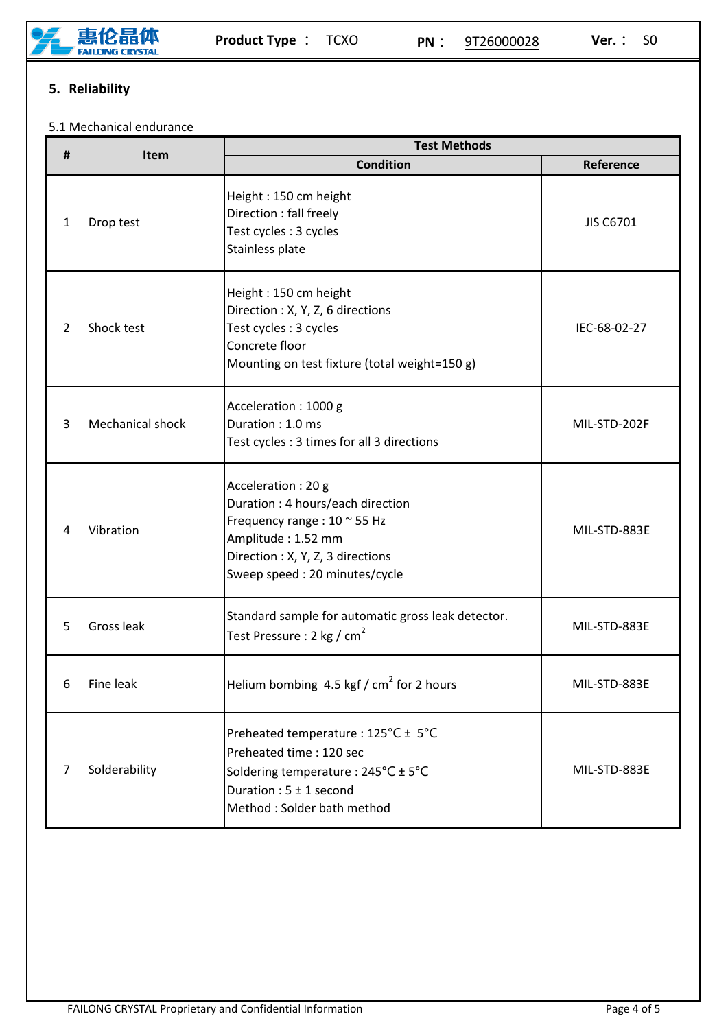## 5. Reliability

5.1 Mechanical endurance

| # | Item | Test Methods | |
|---|---|---|---|
| | | Condition | Reference |
| 1 | Drop test | Height : 150 cm height<br>Direction : fall freely<br>Test cycles : 3 cycles<br>Stainless plate | JIS C6701 |
| 2 | Shock test | Height : 150 cm height<br>Direction : X, Y, Z, 6 directions<br>Test cycles : 3 cycles<br>Concrete floor<br>Mounting on test fixture (total weight=150 g) | IEC-68-02-27 |
| 3 | Mechanical shock | Acceleration : 1000 g<br>Duration : 1.0 ms<br>Test cycles : 3 times for all 3 directions | MIL-STD-202F |
| 4 | Vibration | Acceleration : 20 g<br>Duration : 4 hours/each direction<br>Frequency range : 10 ~ 55 Hz<br>Amplitude : 1.52 mm<br>Direction : X, Y, Z, 3 directions<br>Sweep speed : 20 minutes/cycle | MIL-STD-883E |
| 5 | Gross leak | Standard sample for automatic gross leak detector.<br>Test Pressure : 2 kg / $cm^2$ | MIL-STD-883E |
| 6 | Fine leak | Helium bombing 4.5 kgf / $cm^2$ for 2 hours | MIL-STD-883E |
| 7 | Solderability | Preheated temperature : 125°C ± 5°C<br>Preheated time : 120 sec<br>Soldering temperature : 245°C ± 5°C<br>Duration : 5 ± 1 second<br>Method : Solder bath method | MIL-STD-883E |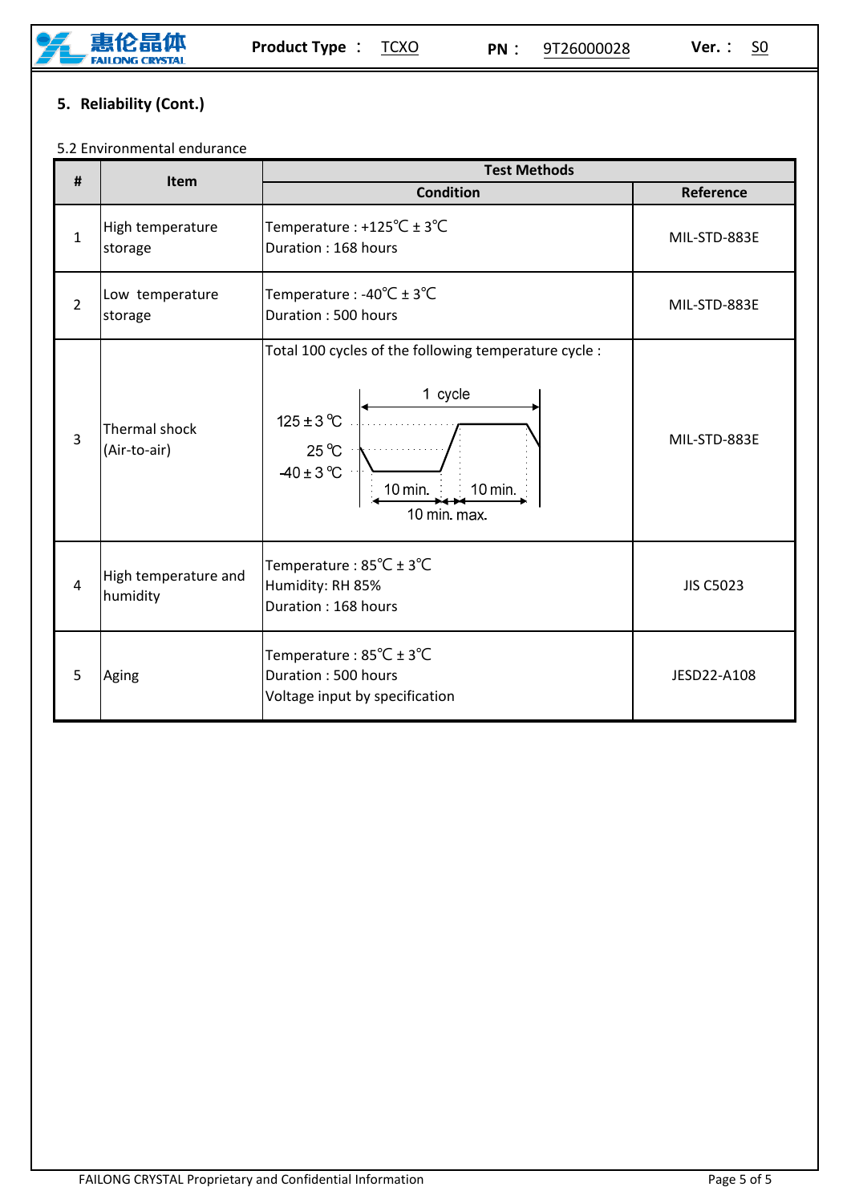## 5. Reliability (Cont.)

5.2 Environmental endurance

| # | Item | Test Methods | |
|---|---|---|---|
| | | Condition | Reference |
| 1 | High temperature storage | Temperature : +125℃ ± 3℃<br>Duration : 168 hours | MIL-STD-883E |
| 2 | Low temperature storage | Temperature : -40℃ ± 3℃<br>Duration : 500 hours | MIL-STD-883E |
| 3 | Thermal shock (Air-to-air) | Total 100 cycles of the following temperature cycle :<br>1 cycle<br>125 ± 3 ℃<br>25 ℃<br>-40 ± 3 ℃<br>10 min.<br>10 min.<br>10 min. max. | MIL-STD-883E |
| 4 | High temperature and humidity | Temperature : 85℃ ± 3℃<br>Humidity: RH 85%<br>Duration : 168 hours | JIS C5023 |
| 5 | Aging | Temperature : 85℃ ± 3℃<br>Duration : 500 hours<br>Voltage input by specification | JESD22-A108 |

FAILONG CRYSTAL Proprietary and Confidential Information